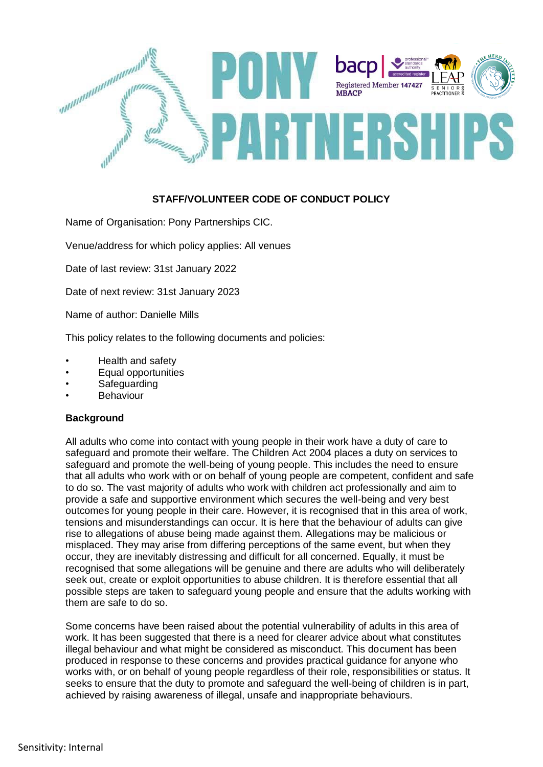# PONY PARTNERSHIPS

bacp | Registered Member 147427 MBACP

## STAFF/VOLUNTEER CODE OF CONDUCT POLICY

Name of Organisation: Pony Partnerships CIC.

Venue/address for which policy applies: All venues

Date of last review: 31st January 2022

Date of next review: 31st January 2023

Name of author: Danielle Mills

This policy relates to the following documents and policies:

- Health and safety
- Equal opportunities
- Safeguarding
- Behaviour

**Background**

All adults who come into contact with young people in their work have a duty of care to safeguard and promote their welfare. The Children Act 2004 places a duty on services to safeguard and promote the well-being of young people. This includes the need to ensure that all adults who work with or on behalf of young people are competent, confident and safe to do so. The vast majority of adults who work with children act professionally and aim to provide a safe and supportive environment which secures the well-being and very best outcomes for young people in their care. However, it is recognised that in this area of work, tensions and misunderstandings can occur. It is here that the behaviour of adults can give rise to allegations of abuse being made against them. Allegations may be malicious or misplaced. They may arise from differing perceptions of the same event, but when they occur, they are inevitably distressing and difficult for all concerned. Equally, it must be recognised that some allegations will be genuine and there are adults who will deliberately seek out, create or exploit opportunities to abuse children. It is therefore essential that all possible steps are taken to safeguard young people and ensure that the adults working with them are safe to do so.

Some concerns have been raised about the potential vulnerability of adults in this area of work. It has been suggested that there is a need for clearer advice about what constitutes illegal behaviour and what might be considered as misconduct. This document has been produced in response to these concerns and provides practical guidance for anyone who works with, or on behalf of young people regardless of their role, responsibilities or status. It seeks to ensure that the duty to promote and safeguard the well-being of children is in part, achieved by raising awareness of illegal, unsafe and inappropriate behaviours.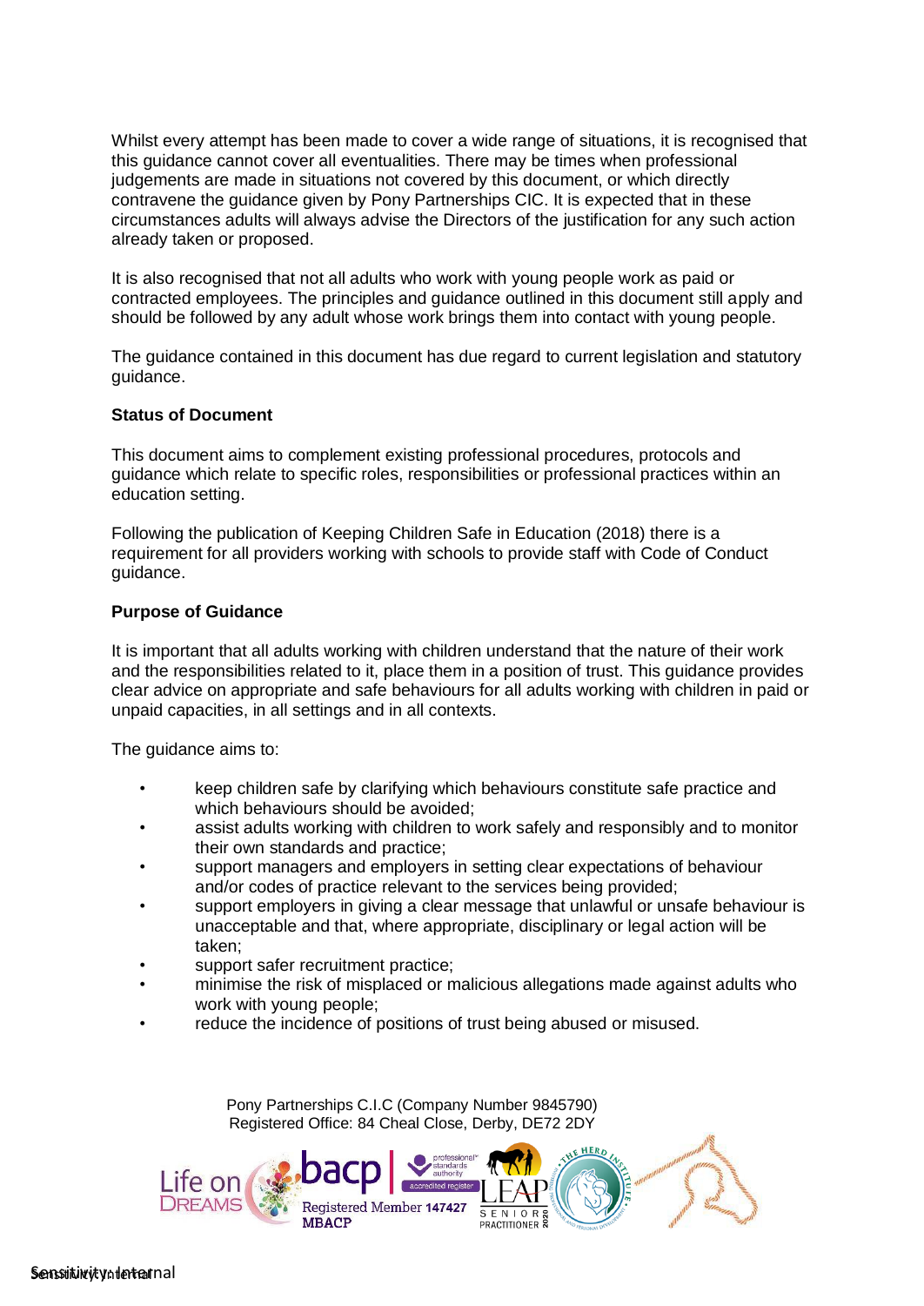Whilst every attempt has been made to cover a wide range of situations, it is recognised that this guidance cannot cover all eventualities. There may be times when professional judgements are made in situations not covered by this document, or which directly contravene the guidance given by Pony Partnerships CIC. It is expected that in these circumstances adults will always advise the Directors of the justification for any such action already taken or proposed.

It is also recognised that not all adults who work with young people work as paid or contracted employees. The principles and guidance outlined in this document still apply and should be followed by any adult whose work brings them into contact with young people.

The guidance contained in this document has due regard to current legislation and statutory guidance.

**Status of Document**

This document aims to complement existing professional procedures, protocols and guidance which relate to specific roles, responsibilities or professional practices within an education setting.

Following the publication of Keeping Children Safe in Education (2018) there is a requirement for all providers working with schools to provide staff with Code of Conduct guidance.

**Purpose of Guidance**

It is important that all adults working with children understand that the nature of their work and the responsibilities related to it, place them in a position of trust. This guidance provides clear advice on appropriate and safe behaviours for all adults working with children in paid or unpaid capacities, in all settings and in all contexts.

The guidance aims to:

- keep children safe by clarifying which behaviours constitute safe practice and which behaviours should be avoided;
- assist adults working with children to work safely and responsibly and to monitor their own standards and practice;
- support managers and employers in setting clear expectations of behaviour and/or codes of practice relevant to the services being provided;
- support employers in giving a clear message that unlawful or unsafe behaviour is unacceptable and that, where appropriate, disciplinary or legal action will be taken;
- support safer recruitment practice;
- minimise the risk of misplaced or malicious allegations made against adults who work with young people;
- reduce the incidence of positions of trust being abused or misused.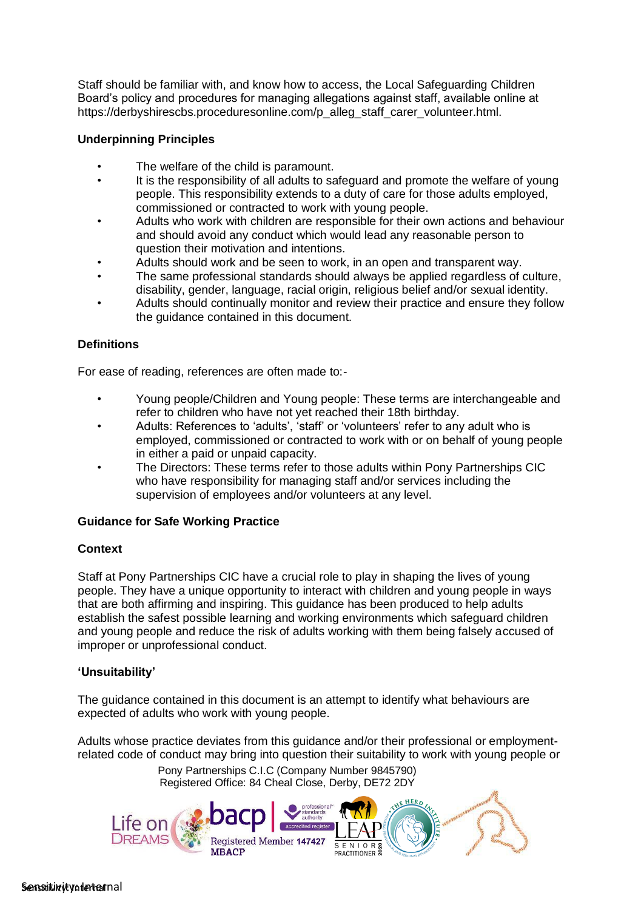Staff should be familiar with, and know how to access, the Local Safeguarding Children Board's policy and procedures for managing allegations against staff, available online at https://derbyshirescbs.proceduresonline.com/p_alleg_staff_carer_volunteer.html.

**Underpinning Principles**

- The welfare of the child is paramount.
- It is the responsibility of all adults to safeguard and promote the welfare of young people. This responsibility extends to a duty of care for those adults employed, commissioned or contracted to work with young people.
- Adults who work with children are responsible for their own actions and behaviour and should avoid any conduct which would lead any reasonable person to question their motivation and intentions.
- Adults should work and be seen to work, in an open and transparent way.
- The same professional standards should always be applied regardless of culture, disability, gender, language, racial origin, religious belief and/or sexual identity.
- Adults should continually monitor and review their practice and ensure they follow the guidance contained in this document.

**Definitions**

For ease of reading, references are often made to:-

- Young people/Children and Young people: These terms are interchangeable and refer to children who have not yet reached their 18th birthday.
- Adults: References to 'adults', 'staff' or 'volunteers' refer to any adult who is employed, commissioned or contracted to work with or on behalf of young people in either a paid or unpaid capacity.
- The Directors: These terms refer to those adults within Pony Partnerships CIC who have responsibility for managing staff and/or services including the supervision of employees and/or volunteers at any level.

**Guidance for Safe Working Practice**

**Context**

Staff at Pony Partnerships CIC have a crucial role to play in shaping the lives of young people. They have a unique opportunity to interact with children and young people in ways that are both affirming and inspiring. This guidance has been produced to help adults establish the safest possible learning and working environments which safeguard children and young people and reduce the risk of adults working with them being falsely accused of improper or unprofessional conduct.

**'Unsuitability'**

The guidance contained in this document is an attempt to identify what behaviours are expected of adults who work with young people.

Adults whose practice deviates from this guidance and/or their professional or employment-related code of conduct may bring into question their suitability to work with young people or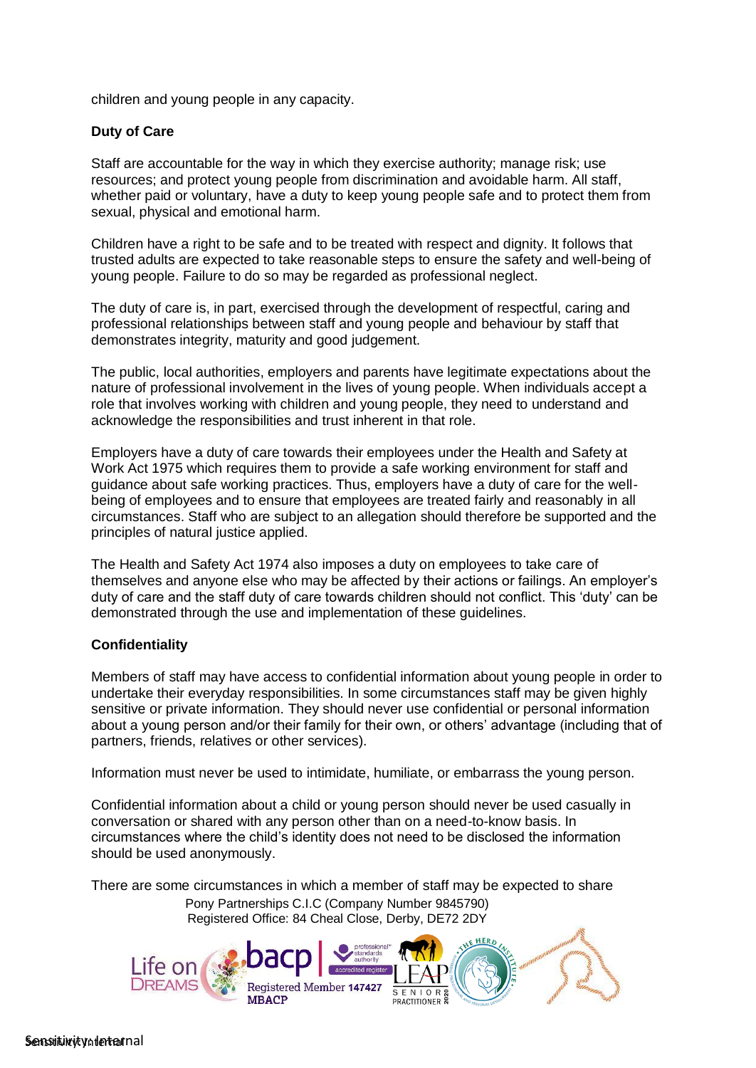children and young people in any capacity.

**Duty of Care**

Staff are accountable for the way in which they exercise authority; manage risk; use resources; and protect young people from discrimination and avoidable harm. All staff, whether paid or voluntary, have a duty to keep young people safe and to protect them from sexual, physical and emotional harm.

Children have a right to be safe and to be treated with respect and dignity. It follows that trusted adults are expected to take reasonable steps to ensure the safety and well-being of young people. Failure to do so may be regarded as professional neglect.

The duty of care is, in part, exercised through the development of respectful, caring and professional relationships between staff and young people and behaviour by staff that demonstrates integrity, maturity and good judgement.

The public, local authorities, employers and parents have legitimate expectations about the nature of professional involvement in the lives of young people. When individuals accept a role that involves working with children and young people, they need to understand and acknowledge the responsibilities and trust inherent in that role.

Employers have a duty of care towards their employees under the Health and Safety at Work Act 1975 which requires them to provide a safe working environment for staff and guidance about safe working practices. Thus, employers have a duty of care for the well-being of employees and to ensure that employees are treated fairly and reasonably in all circumstances. Staff who are subject to an allegation should therefore be supported and the principles of natural justice applied.

The Health and Safety Act 1974 also imposes a duty on employees to take care of themselves and anyone else who may be affected by their actions or failings. An employer's duty of care and the staff duty of care towards children should not conflict. This 'duty' can be demonstrated through the use and implementation of these guidelines.

**Confidentiality**

Members of staff may have access to confidential information about young people in order to undertake their everyday responsibilities. In some circumstances staff may be given highly sensitive or private information. They should never use confidential or personal information about a young person and/or their family for their own, or others' advantage (including that of partners, friends, relatives or other services).

Information must never be used to intimidate, humiliate, or embarrass the young person.

Confidential information about a child or young person should never be used casually in conversation or shared with any person other than on a need-to-know basis. In circumstances where the child's identity does not need to be disclosed the information should be used anonymously.

There are some circumstances in which a member of staff may be expected to share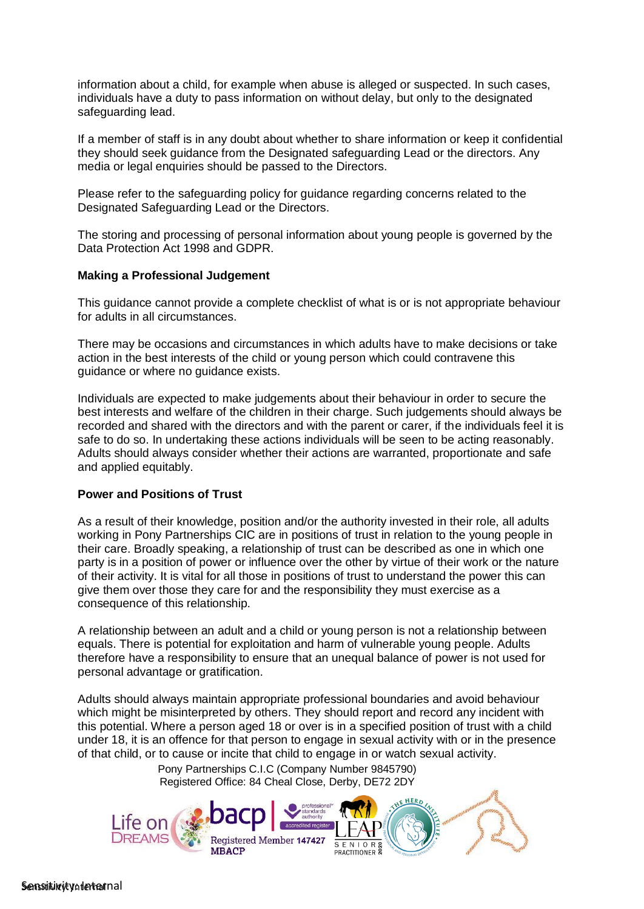information about a child, for example when abuse is alleged or suspected. In such cases, individuals have a duty to pass information on without delay, but only to the designated safeguarding lead.

If a member of staff is in any doubt about whether to share information or keep it confidential they should seek guidance from the Designated safeguarding Lead or the directors. Any media or legal enquiries should be passed to the Directors.

Please refer to the safeguarding policy for guidance regarding concerns related to the Designated Safeguarding Lead or the Directors.

The storing and processing of personal information about young people is governed by the Data Protection Act 1998 and GDPR.

**Making a Professional Judgement**

This guidance cannot provide a complete checklist of what is or is not appropriate behaviour for adults in all circumstances.

There may be occasions and circumstances in which adults have to make decisions or take action in the best interests of the child or young person which could contravene this guidance or where no guidance exists.

Individuals are expected to make judgements about their behaviour in order to secure the best interests and welfare of the children in their charge. Such judgements should always be recorded and shared with the directors and with the parent or carer, if the individuals feel it is safe to do so. In undertaking these actions individuals will be seen to be acting reasonably. Adults should always consider whether their actions are warranted, proportionate and safe and applied equitably.

**Power and Positions of Trust**

As a result of their knowledge, position and/or the authority invested in their role, all adults working in Pony Partnerships CIC are in positions of trust in relation to the young people in their care. Broadly speaking, a relationship of trust can be described as one in which one party is in a position of power or influence over the other by virtue of their work or the nature of their activity. It is vital for all those in positions of trust to understand the power this can give them over those they care for and the responsibility they must exercise as a consequence of this relationship.

A relationship between an adult and a child or young person is not a relationship between equals. There is potential for exploitation and harm of vulnerable young people. Adults therefore have a responsibility to ensure that an unequal balance of power is not used for personal advantage or gratification.

Adults should always maintain appropriate professional boundaries and avoid behaviour which might be misinterpreted by others. They should report and record any incident with this potential. Where a person aged 18 or over is in a specified position of trust with a child under 18, it is an offence for that person to engage in sexual activity with or in the presence of that child, or to cause or incite that child to engage in or watch sexual activity.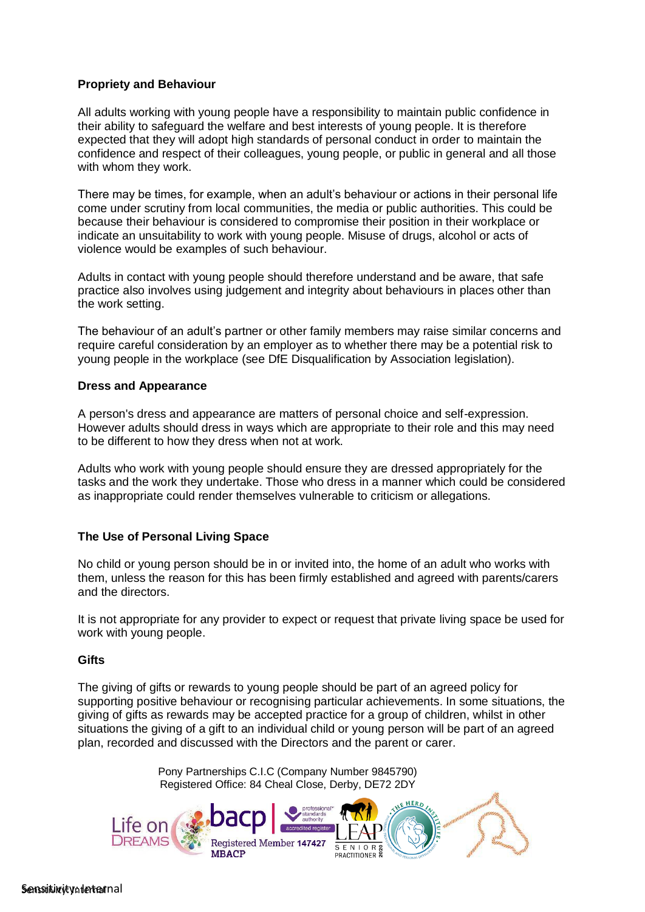**Propriety and Behaviour**

All adults working with young people have a responsibility to maintain public confidence in their ability to safeguard the welfare and best interests of young people. It is therefore expected that they will adopt high standards of personal conduct in order to maintain the confidence and respect of their colleagues, young people, or public in general and all those with whom they work.

There may be times, for example, when an adult's behaviour or actions in their personal life come under scrutiny from local communities, the media or public authorities. This could be because their behaviour is considered to compromise their position in their workplace or indicate an unsuitability to work with young people. Misuse of drugs, alcohol or acts of violence would be examples of such behaviour.

Adults in contact with young people should therefore understand and be aware, that safe practice also involves using judgement and integrity about behaviours in places other than the work setting.

The behaviour of an adult's partner or other family members may raise similar concerns and require careful consideration by an employer as to whether there may be a potential risk to young people in the workplace (see DfE Disqualification by Association legislation).

**Dress and Appearance**

A person's dress and appearance are matters of personal choice and self-expression. However adults should dress in ways which are appropriate to their role and this may need to be different to how they dress when not at work.

Adults who work with young people should ensure they are dressed appropriately for the tasks and the work they undertake. Those who dress in a manner which could be considered as inappropriate could render themselves vulnerable to criticism or allegations.

**The Use of Personal Living Space**

No child or young person should be in or invited into, the home of an adult who works with them, unless the reason for this has been firmly established and agreed with parents/carers and the directors.

It is not appropriate for any provider to expect or request that private living space be used for work with young people.

**Gifts**

The giving of gifts or rewards to young people should be part of an agreed policy for supporting positive behaviour or recognising particular achievements. In some situations, the giving of gifts as rewards may be accepted practice for a group of children, whilst in other situations the giving of a gift to an individual child or young person will be part of an agreed plan, recorded and discussed with the Directors and the parent or carer.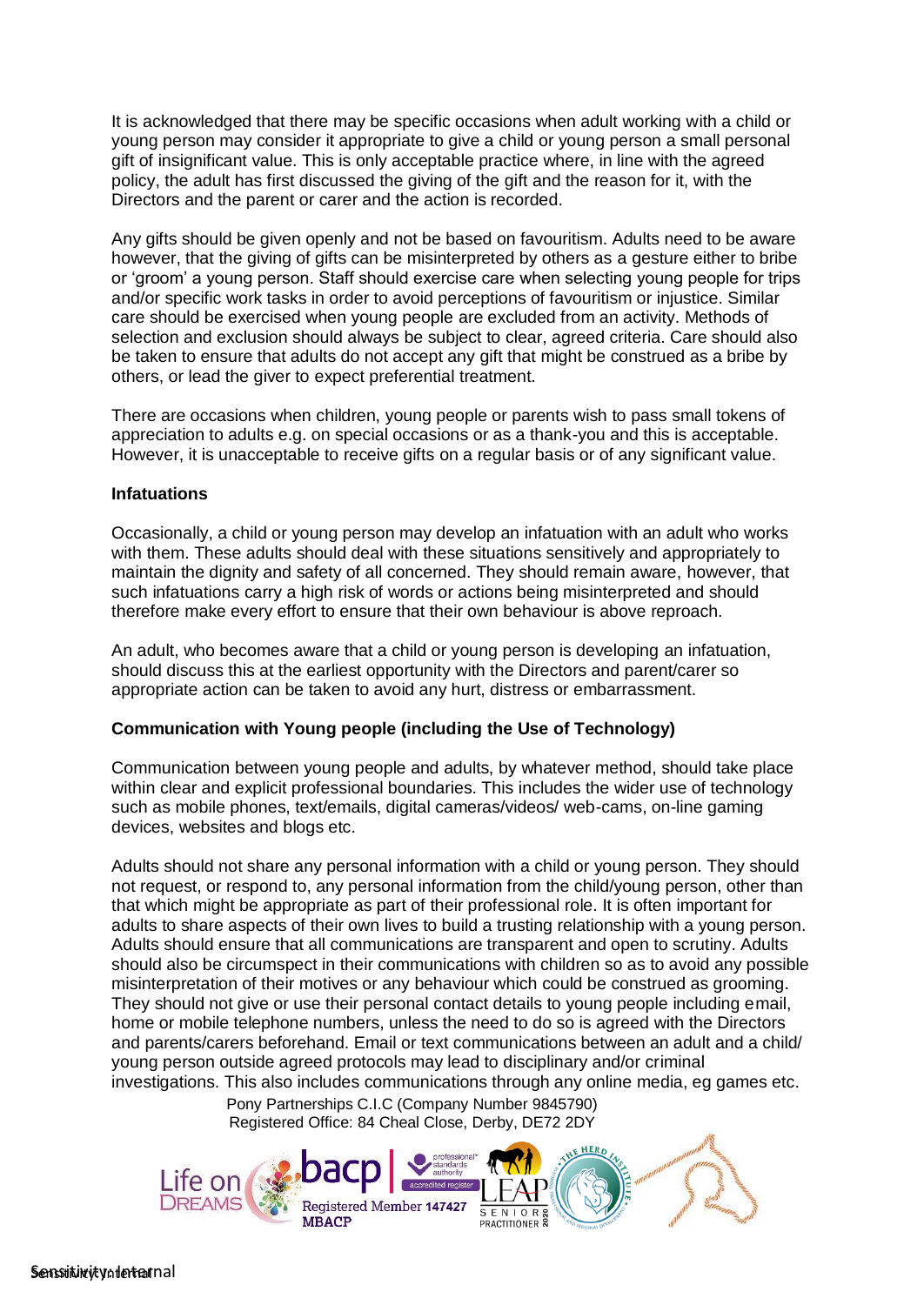It is acknowledged that there may be specific occasions when adult working with a child or young person may consider it appropriate to give a child or young person a small personal gift of insignificant value. This is only acceptable practice where, in line with the agreed policy, the adult has first discussed the giving of the gift and the reason for it, with the Directors and the parent or carer and the action is recorded.

Any gifts should be given openly and not be based on favouritism. Adults need to be aware however, that the giving of gifts can be misinterpreted by others as a gesture either to bribe or 'groom' a young person. Staff should exercise care when selecting young people for trips and/or specific work tasks in order to avoid perceptions of favouritism or injustice. Similar care should be exercised when young people are excluded from an activity. Methods of selection and exclusion should always be subject to clear, agreed criteria. Care should also be taken to ensure that adults do not accept any gift that might be construed as a bribe by others, or lead the giver to expect preferential treatment.

There are occasions when children, young people or parents wish to pass small tokens of appreciation to adults e.g. on special occasions or as a thank-you and this is acceptable. However, it is unacceptable to receive gifts on a regular basis or of any significant value.

**Infatuations**

Occasionally, a child or young person may develop an infatuation with an adult who works with them. These adults should deal with these situations sensitively and appropriately to maintain the dignity and safety of all concerned. They should remain aware, however, that such infatuations carry a high risk of words or actions being misinterpreted and should therefore make every effort to ensure that their own behaviour is above reproach.

An adult, who becomes aware that a child or young person is developing an infatuation, should discuss this at the earliest opportunity with the Directors and parent/carer so appropriate action can be taken to avoid any hurt, distress or embarrassment.

**Communication with Young people (including the Use of Technology)**

Communication between young people and adults, by whatever method, should take place within clear and explicit professional boundaries. This includes the wider use of technology such as mobile phones, text/emails, digital cameras/videos/ web-cams, on-line gaming devices, websites and blogs etc.

Adults should not share any personal information with a child or young person. They should not request, or respond to, any personal information from the child/young person, other than that which might be appropriate as part of their professional role. It is often important for adults to share aspects of their own lives to build a trusting relationship with a young person. Adults should ensure that all communications are transparent and open to scrutiny. Adults should also be circumspect in their communications with children so as to avoid any possible misinterpretation of their motives or any behaviour which could be construed as grooming. They should not give or use their personal contact details to young people including email, home or mobile telephone numbers, unless the need to do so is agreed with the Directors and parents/carers beforehand. Email or text communications between an adult and a child/ young person outside agreed protocols may lead to disciplinary and/or criminal investigations. This also includes communications through any online media, eg games etc.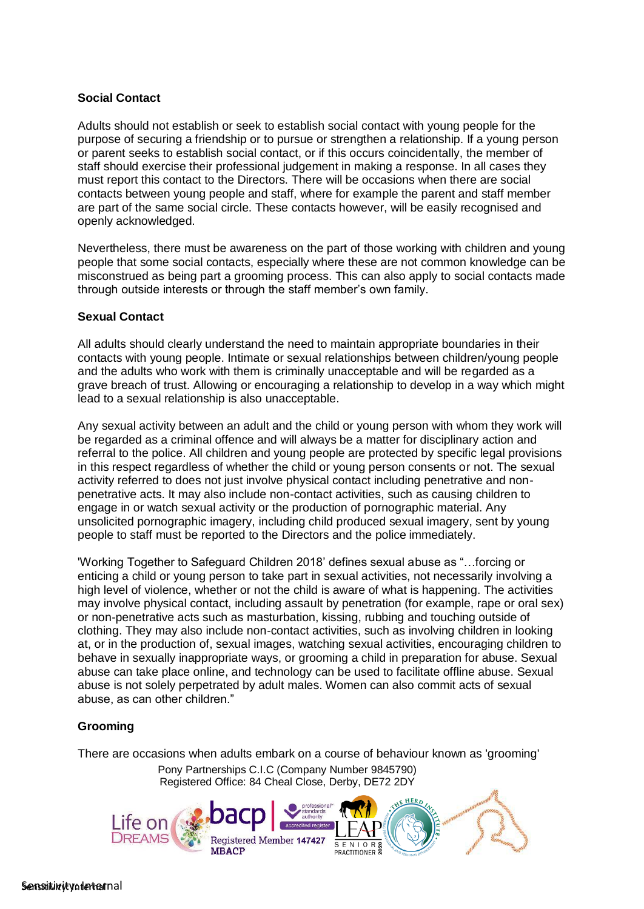**Social Contact**

Adults should not establish or seek to establish social contact with young people for the purpose of securing a friendship or to pursue or strengthen a relationship. If a young person or parent seeks to establish social contact, or if this occurs coincidentally, the member of staff should exercise their professional judgement in making a response. In all cases they must report this contact to the Directors. There will be occasions when there are social contacts between young people and staff, where for example the parent and staff member are part of the same social circle. These contacts however, will be easily recognised and openly acknowledged.

Nevertheless, there must be awareness on the part of those working with children and young people that some social contacts, especially where these are not common knowledge can be misconstrued as being part a grooming process. This can also apply to social contacts made through outside interests or through the staff member's own family.

**Sexual Contact**

All adults should clearly understand the need to maintain appropriate boundaries in their contacts with young people. Intimate or sexual relationships between children/young people and the adults who work with them is criminally unacceptable and will be regarded as a grave breach of trust. Allowing or encouraging a relationship to develop in a way which might lead to a sexual relationship is also unacceptable.

Any sexual activity between an adult and the child or young person with whom they work will be regarded as a criminal offence and will always be a matter for disciplinary action and referral to the police. All children and young people are protected by specific legal provisions in this respect regardless of whether the child or young person consents or not. The sexual activity referred to does not just involve physical contact including penetrative and non-penetrative acts. It may also include non-contact activities, such as causing children to engage in or watch sexual activity or the production of pornographic material. Any unsolicited pornographic imagery, including child produced sexual imagery, sent by young people to staff must be reported to the Directors and the police immediately.

'Working Together to Safeguard Children 2018' defines sexual abuse as "…forcing or enticing a child or young person to take part in sexual activities, not necessarily involving a high level of violence, whether or not the child is aware of what is happening. The activities may involve physical contact, including assault by penetration (for example, rape or oral sex) or non-penetrative acts such as masturbation, kissing, rubbing and touching outside of clothing. They may also include non-contact activities, such as involving children in looking at, or in the production of, sexual images, watching sexual activities, encouraging children to behave in sexually inappropriate ways, or grooming a child in preparation for abuse. Sexual abuse can take place online, and technology can be used to facilitate offline abuse. Sexual abuse is not solely perpetrated by adult males. Women can also commit acts of sexual abuse, as can other children."

**Grooming**

There are occasions when adults embark on a course of behaviour known as 'grooming'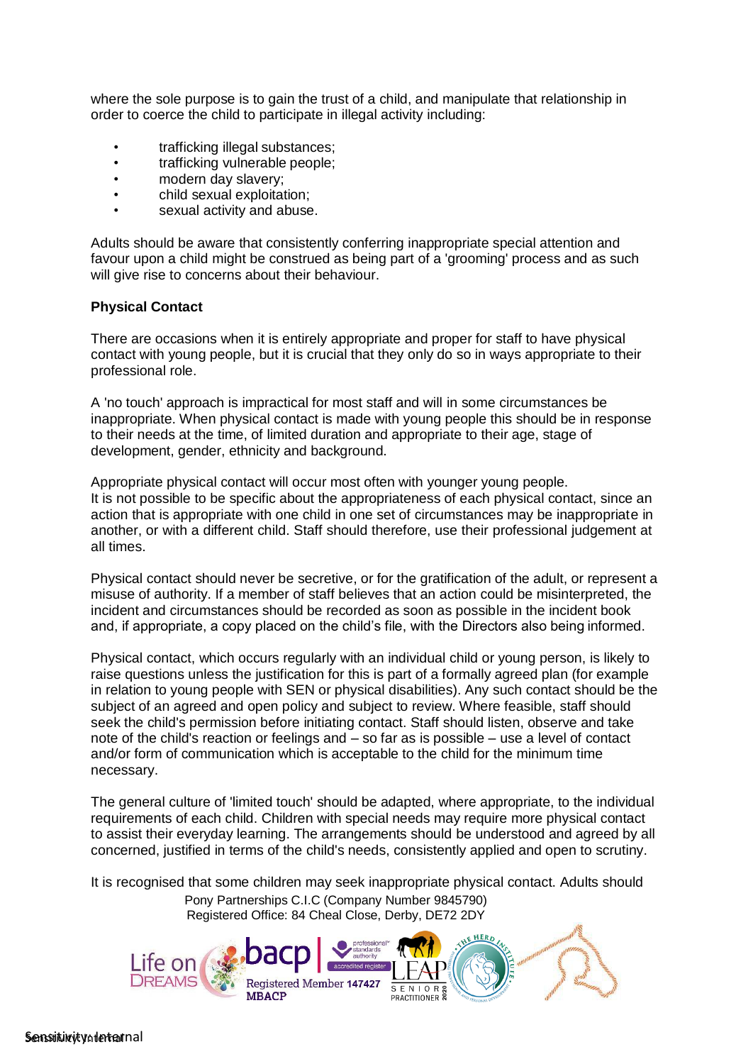where the sole purpose is to gain the trust of a child, and manipulate that relationship in order to coerce the child to participate in illegal activity including:

- trafficking illegal substances;
- trafficking vulnerable people;
- modern day slavery;
- child sexual exploitation;
- sexual activity and abuse.

Adults should be aware that consistently conferring inappropriate special attention and favour upon a child might be construed as being part of a 'grooming' process and as such will give rise to concerns about their behaviour.

**Physical Contact**

There are occasions when it is entirely appropriate and proper for staff to have physical contact with young people, but it is crucial that they only do so in ways appropriate to their professional role.

A 'no touch' approach is impractical for most staff and will in some circumstances be inappropriate. When physical contact is made with young people this should be in response to their needs at the time, of limited duration and appropriate to their age, stage of development, gender, ethnicity and background.

Appropriate physical contact will occur most often with younger young people.
It is not possible to be specific about the appropriateness of each physical contact, since an action that is appropriate with one child in one set of circumstances may be inappropriate in another, or with a different child. Staff should therefore, use their professional judgement at all times.

Physical contact should never be secretive, or for the gratification of the adult, or represent a misuse of authority. If a member of staff believes that an action could be misinterpreted, the incident and circumstances should be recorded as soon as possible in the incident book and, if appropriate, a copy placed on the child's file, with the Directors also being informed.

Physical contact, which occurs regularly with an individual child or young person, is likely to raise questions unless the justification for this is part of a formally agreed plan (for example in relation to young people with SEN or physical disabilities). Any such contact should be the subject of an agreed and open policy and subject to review. Where feasible, staff should seek the child's permission before initiating contact. Staff should listen, observe and take note of the child's reaction or feelings and – so far as is possible – use a level of contact and/or form of communication which is acceptable to the child for the minimum time necessary.

The general culture of 'limited touch' should be adapted, where appropriate, to the individual requirements of each child. Children with special needs may require more physical contact to assist their everyday learning. The arrangements should be understood and agreed by all concerned, justified in terms of the child's needs, consistently applied and open to scrutiny.

It is recognised that some children may seek inappropriate physical contact. Adults should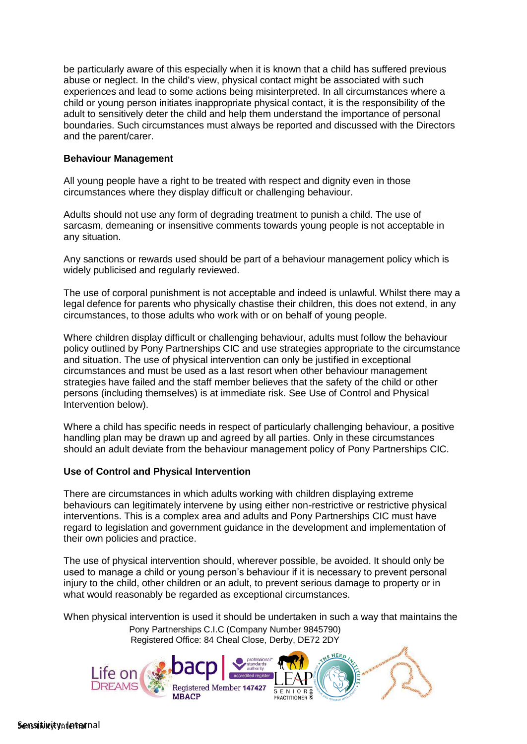be particularly aware of this especially when it is known that a child has suffered previous abuse or neglect. In the child's view, physical contact might be associated with such experiences and lead to some actions being misinterpreted. In all circumstances where a child or young person initiates inappropriate physical contact, it is the responsibility of the adult to sensitively deter the child and help them understand the importance of personal boundaries. Such circumstances must always be reported and discussed with the Directors and the parent/carer.

**Behaviour Management**

All young people have a right to be treated with respect and dignity even in those circumstances where they display difficult or challenging behaviour.

Adults should not use any form of degrading treatment to punish a child. The use of sarcasm, demeaning or insensitive comments towards young people is not acceptable in any situation.

Any sanctions or rewards used should be part of a behaviour management policy which is widely publicised and regularly reviewed.

The use of corporal punishment is not acceptable and indeed is unlawful. Whilst there may a legal defence for parents who physically chastise their children, this does not extend, in any circumstances, to those adults who work with or on behalf of young people.

Where children display difficult or challenging behaviour, adults must follow the behaviour policy outlined by Pony Partnerships CIC and use strategies appropriate to the circumstance and situation. The use of physical intervention can only be justified in exceptional circumstances and must be used as a last resort when other behaviour management strategies have failed and the staff member believes that the safety of the child or other persons (including themselves) is at immediate risk. See Use of Control and Physical Intervention below).

Where a child has specific needs in respect of particularly challenging behaviour, a positive handling plan may be drawn up and agreed by all parties. Only in these circumstances should an adult deviate from the behaviour management policy of Pony Partnerships CIC.

**Use of Control and Physical Intervention**

There are circumstances in which adults working with children displaying extreme behaviours can legitimately intervene by using either non-restrictive or restrictive physical interventions. This is a complex area and adults and Pony Partnerships CIC must have regard to legislation and government guidance in the development and implementation of their own policies and practice.

The use of physical intervention should, wherever possible, be avoided. It should only be used to manage a child or young person's behaviour if it is necessary to prevent personal injury to the child, other children or an adult, to prevent serious damage to property or in what would reasonably be regarded as exceptional circumstances.

When physical intervention is used it should be undertaken in such a way that maintains the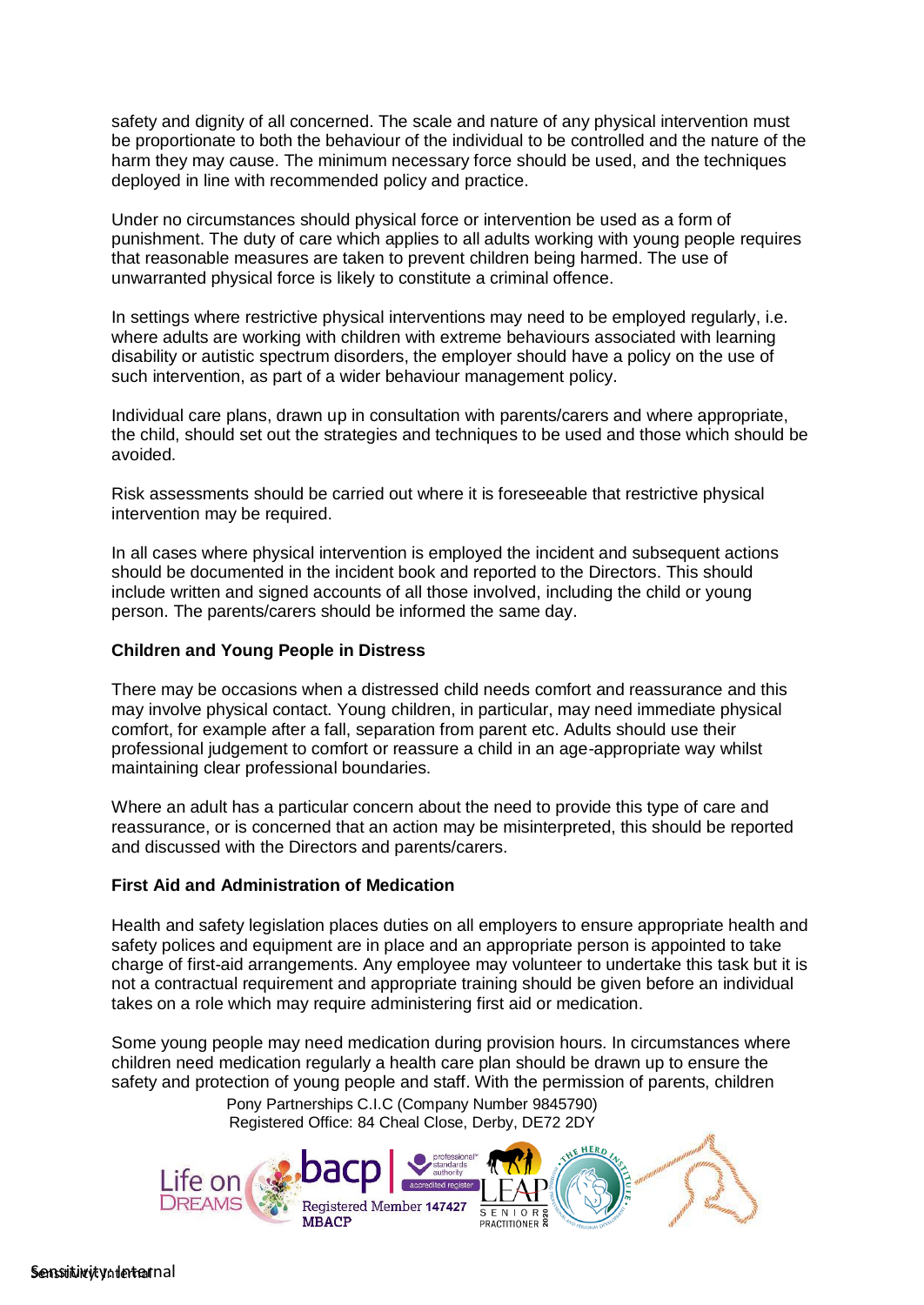safety and dignity of all concerned. The scale and nature of any physical intervention must be proportionate to both the behaviour of the individual to be controlled and the nature of the harm they may cause. The minimum necessary force should be used, and the techniques deployed in line with recommended policy and practice.

Under no circumstances should physical force or intervention be used as a form of punishment. The duty of care which applies to all adults working with young people requires that reasonable measures are taken to prevent children being harmed. The use of unwarranted physical force is likely to constitute a criminal offence.

In settings where restrictive physical interventions may need to be employed regularly, i.e. where adults are working with children with extreme behaviours associated with learning disability or autistic spectrum disorders, the employer should have a policy on the use of such intervention, as part of a wider behaviour management policy.

Individual care plans, drawn up in consultation with parents/carers and where appropriate, the child, should set out the strategies and techniques to be used and those which should be avoided.

Risk assessments should be carried out where it is foreseeable that restrictive physical intervention may be required.

In all cases where physical intervention is employed the incident and subsequent actions should be documented in the incident book and reported to the Directors. This should include written and signed accounts of all those involved, including the child or young person. The parents/carers should be informed the same day.

**Children and Young People in Distress**

There may be occasions when a distressed child needs comfort and reassurance and this may involve physical contact. Young children, in particular, may need immediate physical comfort, for example after a fall, separation from parent etc. Adults should use their professional judgement to comfort or reassure a child in an age-appropriate way whilst maintaining clear professional boundaries.

Where an adult has a particular concern about the need to provide this type of care and reassurance, or is concerned that an action may be misinterpreted, this should be reported and discussed with the Directors and parents/carers.

**First Aid and Administration of Medication**

Health and safety legislation places duties on all employers to ensure appropriate health and safety polices and equipment are in place and an appropriate person is appointed to take charge of first-aid arrangements. Any employee may volunteer to undertake this task but it is not a contractual requirement and appropriate training should be given before an individual takes on a role which may require administering first aid or medication.

Some young people may need medication during provision hours. In circumstances where children need medication regularly a health care plan should be drawn up to ensure the safety and protection of young people and staff. With the permission of parents, children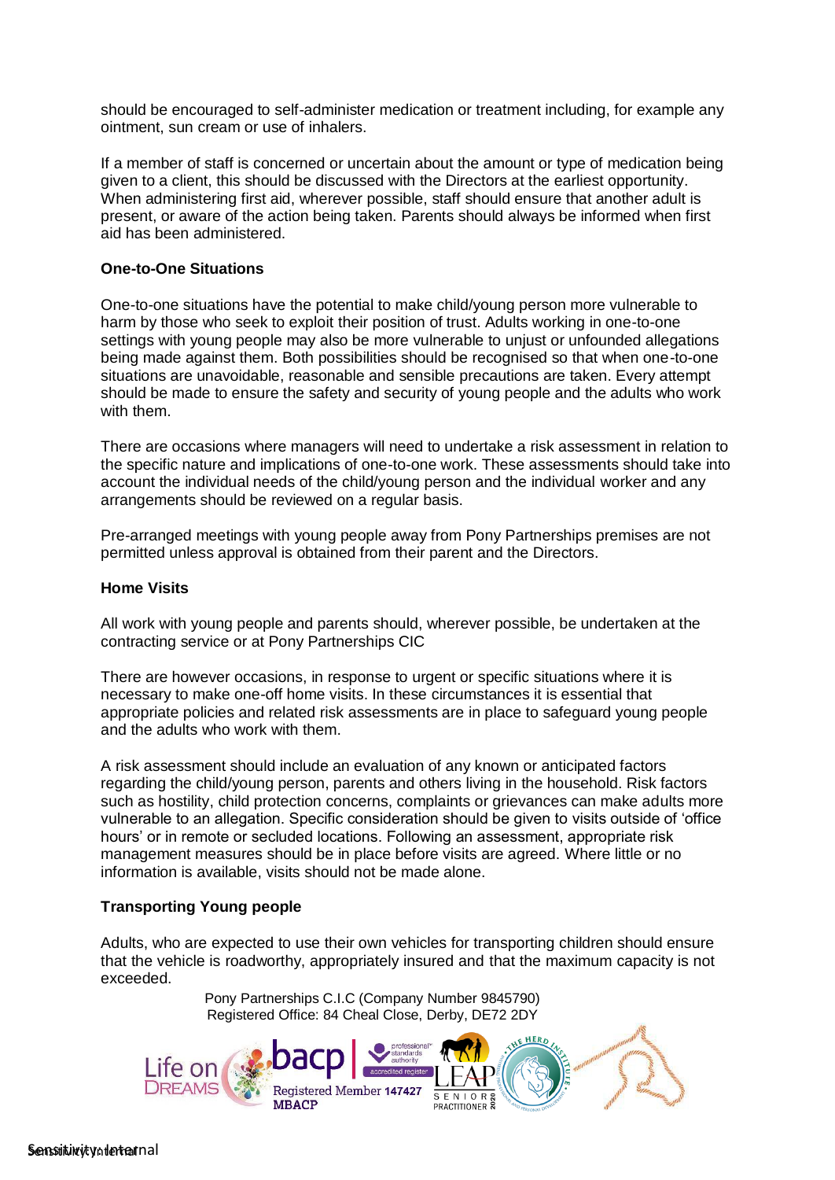should be encouraged to self-administer medication or treatment including, for example any ointment, sun cream or use of inhalers.

If a member of staff is concerned or uncertain about the amount or type of medication being given to a client, this should be discussed with the Directors at the earliest opportunity. When administering first aid, wherever possible, staff should ensure that another adult is present, or aware of the action being taken. Parents should always be informed when first aid has been administered.

**One-to-One Situations**

One-to-one situations have the potential to make child/young person more vulnerable to harm by those who seek to exploit their position of trust. Adults working in one-to-one settings with young people may also be more vulnerable to unjust or unfounded allegations being made against them. Both possibilities should be recognised so that when one-to-one situations are unavoidable, reasonable and sensible precautions are taken. Every attempt should be made to ensure the safety and security of young people and the adults who work with them.

There are occasions where managers will need to undertake a risk assessment in relation to the specific nature and implications of one-to-one work. These assessments should take into account the individual needs of the child/young person and the individual worker and any arrangements should be reviewed on a regular basis.

Pre-arranged meetings with young people away from Pony Partnerships premises are not permitted unless approval is obtained from their parent and the Directors.

**Home Visits**

All work with young people and parents should, wherever possible, be undertaken at the contracting service or at Pony Partnerships CIC

There are however occasions, in response to urgent or specific situations where it is necessary to make one-off home visits. In these circumstances it is essential that appropriate policies and related risk assessments are in place to safeguard young people and the adults who work with them.

A risk assessment should include an evaluation of any known or anticipated factors regarding the child/young person, parents and others living in the household. Risk factors such as hostility, child protection concerns, complaints or grievances can make adults more vulnerable to an allegation. Specific consideration should be given to visits outside of 'office hours' or in remote or secluded locations. Following an assessment, appropriate risk management measures should be in place before visits are agreed. Where little or no information is available, visits should not be made alone.

**Transporting Young people**

Adults, who are expected to use their own vehicles for transporting children should ensure that the vehicle is roadworthy, appropriately insured and that the maximum capacity is not exceeded.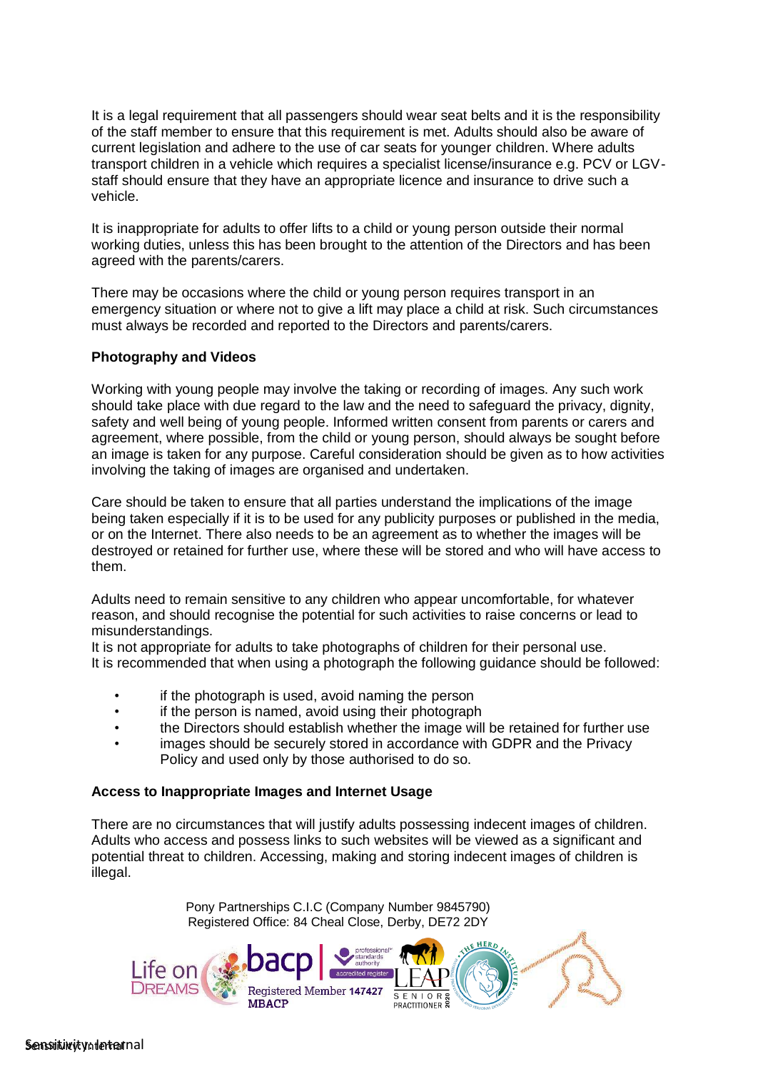It is a legal requirement that all passengers should wear seat belts and it is the responsibility of the staff member to ensure that this requirement is met. Adults should also be aware of current legislation and adhere to the use of car seats for younger children. Where adults transport children in a vehicle which requires a specialist license/insurance e.g. PCV or LGV- staff should ensure that they have an appropriate licence and insurance to drive such a vehicle.

It is inappropriate for adults to offer lifts to a child or young person outside their normal working duties, unless this has been brought to the attention of the Directors and has been agreed with the parents/carers.

There may be occasions where the child or young person requires transport in an emergency situation or where not to give a lift may place a child at risk. Such circumstances must always be recorded and reported to the Directors and parents/carers.

**Photography and Videos**

Working with young people may involve the taking or recording of images. Any such work should take place with due regard to the law and the need to safeguard the privacy, dignity, safety and well being of young people. Informed written consent from parents or carers and agreement, where possible, from the child or young person, should always be sought before an image is taken for any purpose. Careful consideration should be given as to how activities involving the taking of images are organised and undertaken.

Care should be taken to ensure that all parties understand the implications of the image being taken especially if it is to be used for any publicity purposes or published in the media, or on the Internet. There also needs to be an agreement as to whether the images will be destroyed or retained for further use, where these will be stored and who will have access to them.

Adults need to remain sensitive to any children who appear uncomfortable, for whatever reason, and should recognise the potential for such activities to raise concerns or lead to misunderstandings.
It is not appropriate for adults to take photographs of children for their personal use.
It is recommended that when using a photograph the following guidance should be followed:

- if the photograph is used, avoid naming the person
- if the person is named, avoid using their photograph
- the Directors should establish whether the image will be retained for further use
- images should be securely stored in accordance with GDPR and the Privacy Policy and used only by those authorised to do so.

**Access to Inappropriate Images and Internet Usage**

There are no circumstances that will justify adults possessing indecent images of children. Adults who access and possess links to such websites will be viewed as a significant and potential threat to children. Accessing, making and storing indecent images of children is illegal.

Pony Partnerships C.I.C (Company Number 9845790)
Registered Office: 84 Cheal Close, Derby, DE72 2DY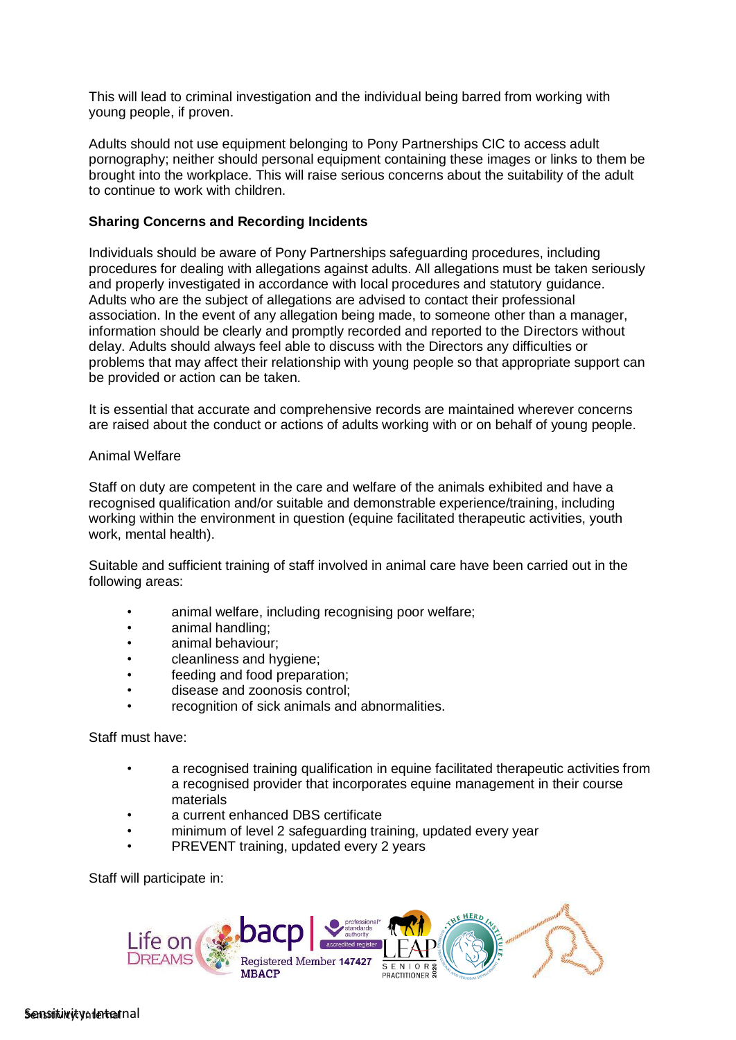This will lead to criminal investigation and the individual being barred from working with young people, if proven.

Adults should not use equipment belonging to Pony Partnerships CIC to access adult pornography; neither should personal equipment containing these images or links to them be brought into the workplace. This will raise serious concerns about the suitability of the adult to continue to work with children.

**Sharing Concerns and Recording Incidents**

Individuals should be aware of Pony Partnerships safeguarding procedures, including procedures for dealing with allegations against adults. All allegations must be taken seriously and properly investigated in accordance with local procedures and statutory guidance. Adults who are the subject of allegations are advised to contact their professional association. In the event of any allegation being made, to someone other than a manager, information should be clearly and promptly recorded and reported to the Directors without delay. Adults should always feel able to discuss with the Directors any difficulties or problems that may affect their relationship with young people so that appropriate support can be provided or action can be taken.

It is essential that accurate and comprehensive records are maintained wherever concerns are raised about the conduct or actions of adults working with or on behalf of young people.

Animal Welfare

Staff on duty are competent in the care and welfare of the animals exhibited and have a recognised qualification and/or suitable and demonstrable experience/training, including working within the environment in question (equine facilitated therapeutic activities, youth work, mental health).

Suitable and sufficient training of staff involved in animal care have been carried out in the following areas:

- animal welfare, including recognising poor welfare;
- animal handling;
- animal behaviour;
- cleanliness and hygiene;
- feeding and food preparation;
- disease and zoonosis control;
- recognition of sick animals and abnormalities.

Staff must have:

- a recognised training qualification in equine facilitated therapeutic activities from a recognised provider that incorporates equine management in their course materials
- a current enhanced DBS certificate
- minimum of level 2 safeguarding training, updated every year
- PREVENT training, updated every 2 years

Staff will participate in: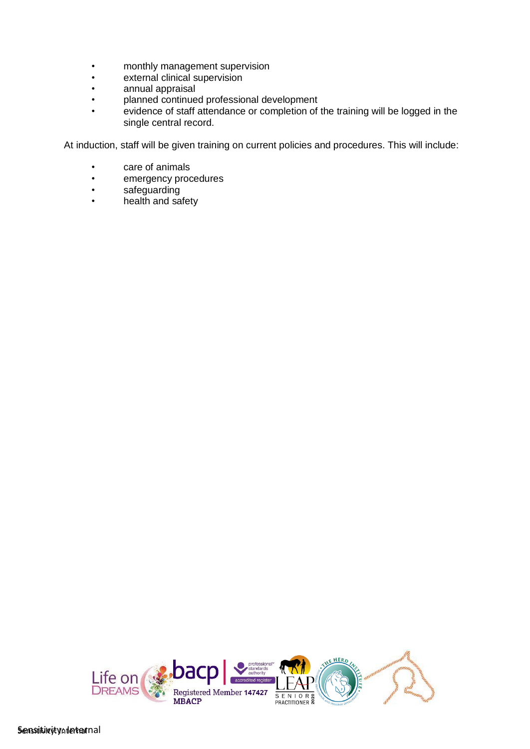- monthly management supervision
- external clinical supervision
- annual appraisal
- planned continued professional development
- evidence of staff attendance or completion of the training will be logged in the single central record.

At induction, staff will be given training on current policies and procedures. This will include:

- care of animals
- emergency procedures
- safeguarding
- health and safety